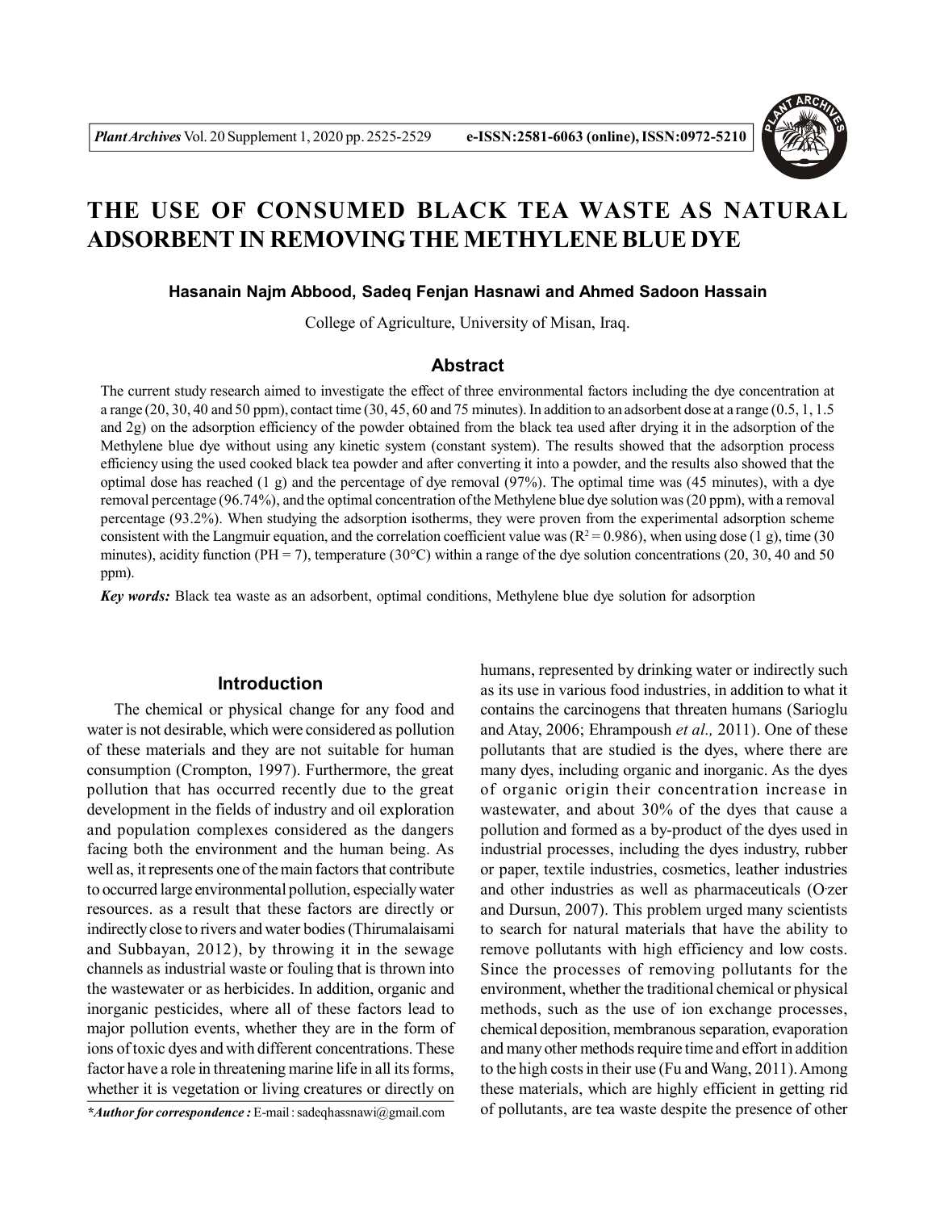# THE USE OF CONSUMED BLACK TEA WASTE AS NATURAL ADSORBENT IN REMOVING THE METHYLENE BLUE DYE

**Hasanain Najm Abbood, Sadeq Fenjan Hasnawi and Ahmed Sadoon Hassain**

College of Agriculture, University of Misan, Iraq.

## Abstract

The current study research aimed to investigate the effect of three environmental factors including the dye concentration at a range (20, 30, 40 and 50 ppm), contact time (30, 45, 60 and 75 minutes). In addition to an adsorbent dose at a range (0.5, 1, 1.5 and 2g) on the adsorption efficiency of the powder obtained from the black tea used after drying it in the adsorption of the Methylene blue dye without using any kinetic system (constant system). The results showed that the adsorption process efficiency using the used cooked black tea powder and after converting it into a powder, and the results also showed that the optimal dose has reached (1 g) and the percentage of dye removal (97%). The optimal time was (45 minutes), with a dye removal percentage (96.74%), and the optimal concentration of the Methylene blue dye solution was (20 ppm), with a removal percentage (93.2%). When studying the adsorption isotherms, they were proven from the experimental adsorption scheme consistent with the Langmuir equation, and the correlation coefficient value was ($R^2 = 0.986$), when using dose (1 g), time (30 minutes), acidity function (PH = 7), temperature (30°C) within a range of the dye solution concentrations (20, 30, 40 and 50 ppm).

***Key words:*** Black tea waste as an adsorbent, optimal conditions, Methylene blue dye solution for adsorption

## Introduction

The chemical or physical change for any food and water is not desirable, which were considered as pollution of these materials and they are not suitable for human consumption (Crompton, 1997). Furthermore, the great pollution that has occurred recently due to the great development in the fields of industry and oil exploration and population complexes considered as the dangers facing both the environment and the human being. As well as, it represents one of the main factors that contribute to occurred large environmental pollution, especially water resources. as a result that these factors are directly or indirectly close to rivers and water bodies (Thirumalaisami and Subbayan, 2012), by throwing it in the sewage channels as industrial waste or fouling that is thrown into the wastewater or as herbicides. In addition, organic and inorganic pesticides, where all of these factors lead to major pollution events, whether they are in the form of ions of toxic dyes and with different concentrations. These factor have a role in threatening marine life in all its forms, whether it is vegetation or living creatures or directly on humans, represented by drinking water or indirectly such as its use in various food industries, in addition to what it contains the carcinogens that threaten humans (Sarioglu and Atay, 2006; Ehrampoush *et al.,* 2011). One of these pollutants that are studied is the dyes, where there are many dyes, including organic and inorganic. As the dyes of organic origin their concentration increase in wastewater, and about 30% of the dyes that cause a pollution and formed as a by-product of the dyes used in industrial processes, including the dyes industry, rubber or paper, textile industries, cosmetics, leather industries and other industries as well as pharmaceuticals (O·zer and Dursun, 2007). This problem urged many scientists to search for natural materials that have the ability to remove pollutants with high efficiency and low costs. Since the processes of removing pollutants for the environment, whether the traditional chemical or physical methods, such as the use of ion exchange processes, chemical deposition, membranous separation, evaporation and many other methods require time and effort in addition to the high costs in their use (Fu and Wang, 2011). Among these materials, which are highly efficient in getting rid of pollutants, are tea waste despite the presence of other

***Author for correspondence :** E-mail : sadeqhassnawi@gmail.com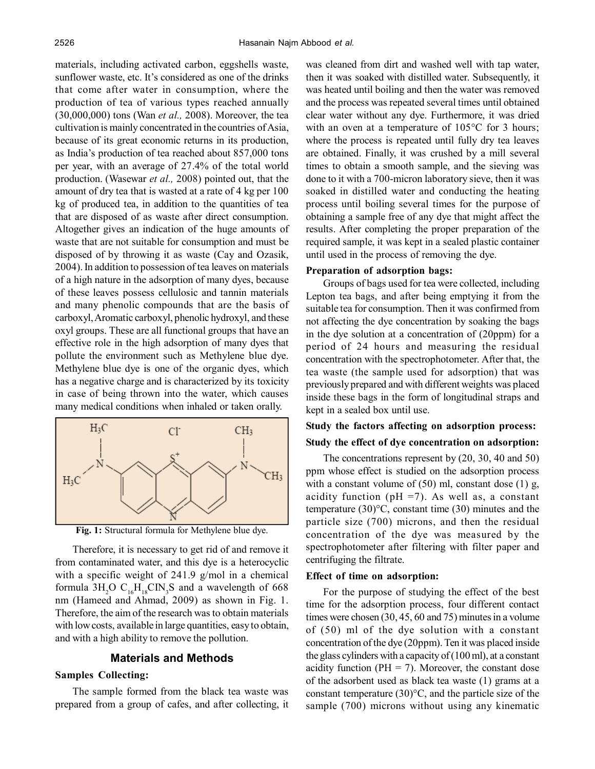materials, including activated carbon, eggshells waste, sunflower waste, etc. It's considered as one of the drinks that come after water in consumption, where the production of tea of various types reached annually (30,000,000) tons (Wan *et al.,* 2008). Moreover, the tea cultivation is mainly concentrated in the countries of Asia, because of its great economic returns in its production, as India's production of tea reached about 857,000 tons per year, with an average of 27.4% of the total world production. (Wasewar *et al.,* 2008) pointed out, that the amount of dry tea that is wasted at a rate of 4 kg per 100 kg of produced tea, in addition to the quantities of tea that are disposed of as waste after direct consumption. Altogether gives an indication of the huge amounts of waste that are not suitable for consumption and must be disposed of by throwing it as waste (Cay and Ozasik, 2004). In addition to possession of tea leaves on materials of a high nature in the adsorption of many dyes, because of these leaves possess cellulosic and tannin materials and many phenolic compounds that are the basis of carboxyl, Aromatic carboxyl, phenolic hydroxyl, and these oxyl groups. These are all functional groups that have an effective role in the high adsorption of many dyes that pollute the environment such as Methylene blue dye. Methylene blue dye is one of the organic dyes, which has a negative charge and is characterized by its toxicity in case of being thrown into the water, which causes many medical conditions when inhaled or taken orally.

**Fig. 1:** Structural formula for Methylene blue dye.

Therefore, it is necessary to get rid of and remove it from contaminated water, and this dye is a heterocyclic with a specific weight of 241.9 g/mol in a chemical formula $3H_2O\ C_{16}H_{18}ClN_3S$ and a wavelength of 668 nm (Hameed and Ahmad, 2009) as shown in Fig. 1. Therefore, the aim of the research was to obtain materials with low costs, available in large quantities, easy to obtain, and with a high ability to remove the pollution.

## Materials and Methods

### Samples Collecting:

The sample formed from the black tea waste was prepared from a group of cafes, and after collecting, it was cleaned from dirt and washed well with tap water, then it was soaked with distilled water. Subsequently, it was heated until boiling and then the water was removed and the process was repeated several times until obtained clear water without any dye. Furthermore, it was dried with an oven at a temperature of 105°C for 3 hours; where the process is repeated until fully dry tea leaves are obtained. Finally, it was crushed by a mill several times to obtain a smooth sample, and the sieving was done to it with a 700-micron laboratory sieve, then it was soaked in distilled water and conducting the heating process until boiling several times for the purpose of obtaining a sample free of any dye that might affect the results. After completing the proper preparation of the required sample, it was kept in a sealed plastic container until used in the process of removing the dye.

### Preparation of adsorption bags:

Groups of bags used for tea were collected, including Lepton tea bags, and after being emptying it from the suitable tea for consumption. Then it was confirmed from not affecting the dye concentration by soaking the bags in the dye solution at a concentration of (20ppm) for a period of 24 hours and measuring the residual concentration with the spectrophotometer. After that, the tea waste (the sample used for adsorption) that was previously prepared and with different weights was placed inside these bags in the form of longitudinal straps and kept in a sealed box until use.

### Study the factors affecting on adsorption process:

### Study the effect of dye concentration on adsorption:

The concentrations represent by (20, 30, 40 and 50) ppm whose effect is studied on the adsorption process with a constant volume of (50) ml, constant dose (1) g, acidity function (pH =7). As well as, a constant temperature (30)°C, constant time (30) minutes and the particle size (700) microns, and then the residual concentration of the dye was measured by the spectrophotometer after filtering with filter paper and centrifuging the filtrate.

### Effect of time on adsorption:

For the purpose of studying the effect of the best time for the adsorption process, four different contact times were chosen (30, 45, 60 and 75) minutes in a volume of (50) ml of the dye solution with a constant concentration of the dye (20ppm). Ten it was placed inside the glass cylinders with a capacity of (100 ml), at a constant acidity function (PH = 7). Moreover, the constant dose of the adsorbent used as black tea waste (1) grams at a constant temperature (30)°C, and the particle size of the sample (700) microns without using any kinematic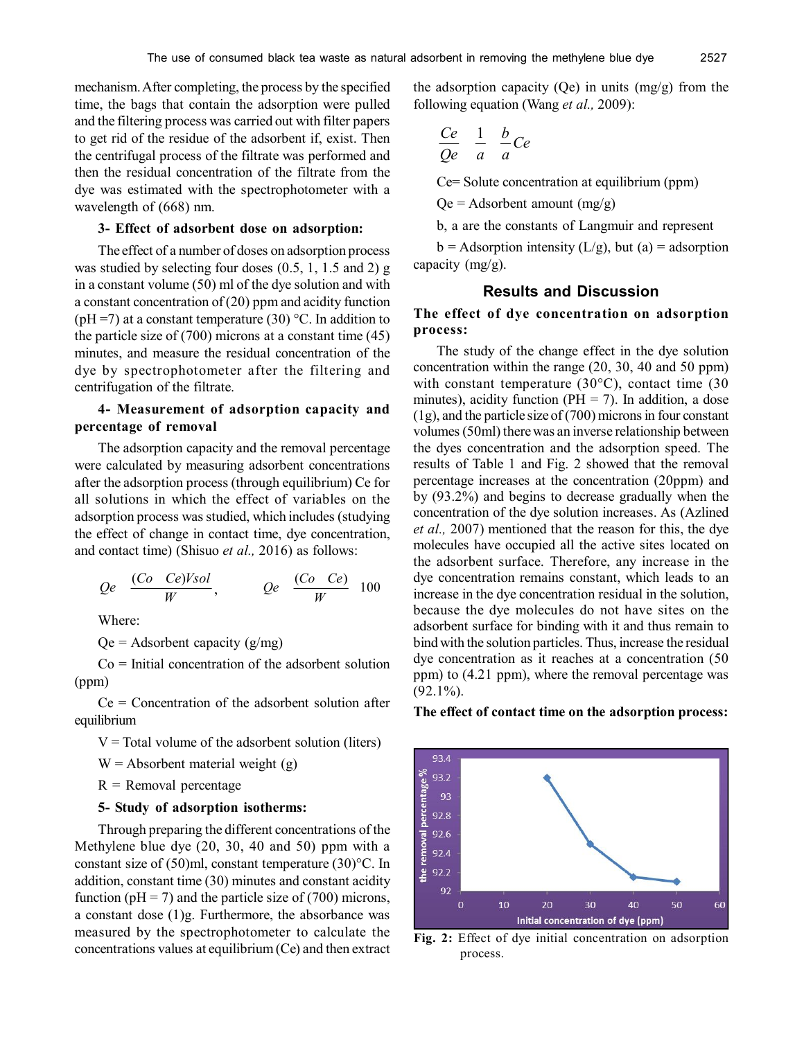mechanism. After completing, the process by the specified time, the bags that contain the adsorption were pulled and the filtering process was carried out with filter papers to get rid of the residue of the adsorbent if, exist. Then the centrifugal process of the filtrate was performed and then the residual concentration of the filtrate from the dye was estimated with the spectrophotometer with a wavelength of (668) nm.

### 3- Effect of adsorbent dose on adsorption:

The effect of a number of doses on adsorption process was studied by selecting four doses (0.5, 1, 1.5 and 2) g in a constant volume (50) ml of the dye solution and with a constant concentration of (20) ppm and acidity function (pH =7) at a constant temperature (30) °C. In addition to the particle size of (700) microns at a constant time (45) minutes, and measure the residual concentration of the dye by spectrophotometer after the filtering and centrifugation of the filtrate.

### 4- Measurement of adsorption capacity and percentage of removal

The adsorption capacity and the removal percentage were calculated by measuring adsorbent concentrations after the adsorption process (through equilibrium) Ce for all solutions in which the effect of variables on the adsorption process was studied, which includes (studying the effect of change in contact time, dye concentration, and contact time) (Shisuo *et al.,* 2016) as follows:

$$Qe \quad \frac{(Co \quad Ce)Vsol}{W}, \qquad Qe \quad \frac{(Co \quad Ce)}{W} \quad 100$$

Where:

Qe = Adsorbent capacity (g/mg)

Co = Initial concentration of the adsorbent solution (ppm)

Ce = Concentration of the adsorbent solution after equilibrium

V = Total volume of the adsorbent solution (liters)

W = Absorbent material weight (g)

R = Removal percentage

### 5- Study of adsorption isotherms:

Through preparing the different concentrations of the Methylene blue dye (20, 30, 40 and 50) ppm with a constant size of (50)ml, constant temperature (30)°C. In addition, constant time (30) minutes and constant acidity function (pH = 7) and the particle size of (700) microns, a constant dose (1)g. Furthermore, the absorbance was measured by the spectrophotometer to calculate the concentrations values at equilibrium (Ce) and then extract the adsorption capacity (Qe) in units (mg/g) from the following equation (Wang *et al.,* 2009):

$$\frac{Ce}{Qe} \quad \frac{1}{a} \quad \frac{b}{a}Ce$$

Ce= Solute concentration at equilibrium (ppm)

Qe = Adsorbent amount (mg/g)

b, a are the constants of Langmuir and represent

b = Adsorption intensity (L/g), but (a) = adsorption capacity (mg/g).

## Results and Discussion

### The effect of dye concentration on adsorption process:

The study of the change effect in the dye solution concentration within the range (20, 30, 40 and 50 ppm) with constant temperature (30°C), contact time (30 minutes), acidity function (PH = 7). In addition, a dose (1g), and the particle size of (700) microns in four constant volumes (50ml) there was an inverse relationship between the dyes concentration and the adsorption speed. The results of Table 1 and Fig. 2 showed that the removal percentage increases at the concentration (20ppm) and by (93.2%) and begins to decrease gradually when the concentration of the dye solution increases. As (Azlined *et al.,* 2007) mentioned that the reason for this, the dye molecules have occupied all the active sites located on the adsorbent surface. Therefore, any increase in the dye concentration remains constant, which leads to an increase in the dye concentration residual in the solution, because the dye molecules do not have sites on the adsorbent surface for binding with it and thus remain to bind with the solution particles. Thus, increase the residual dye concentration as it reaches at a concentration (50 ppm) to (4.21 ppm), where the removal percentage was (92.1%).

### The effect of contact time on the adsorption process:

**Fig. 2:** Effect of dye initial concentration on adsorption process.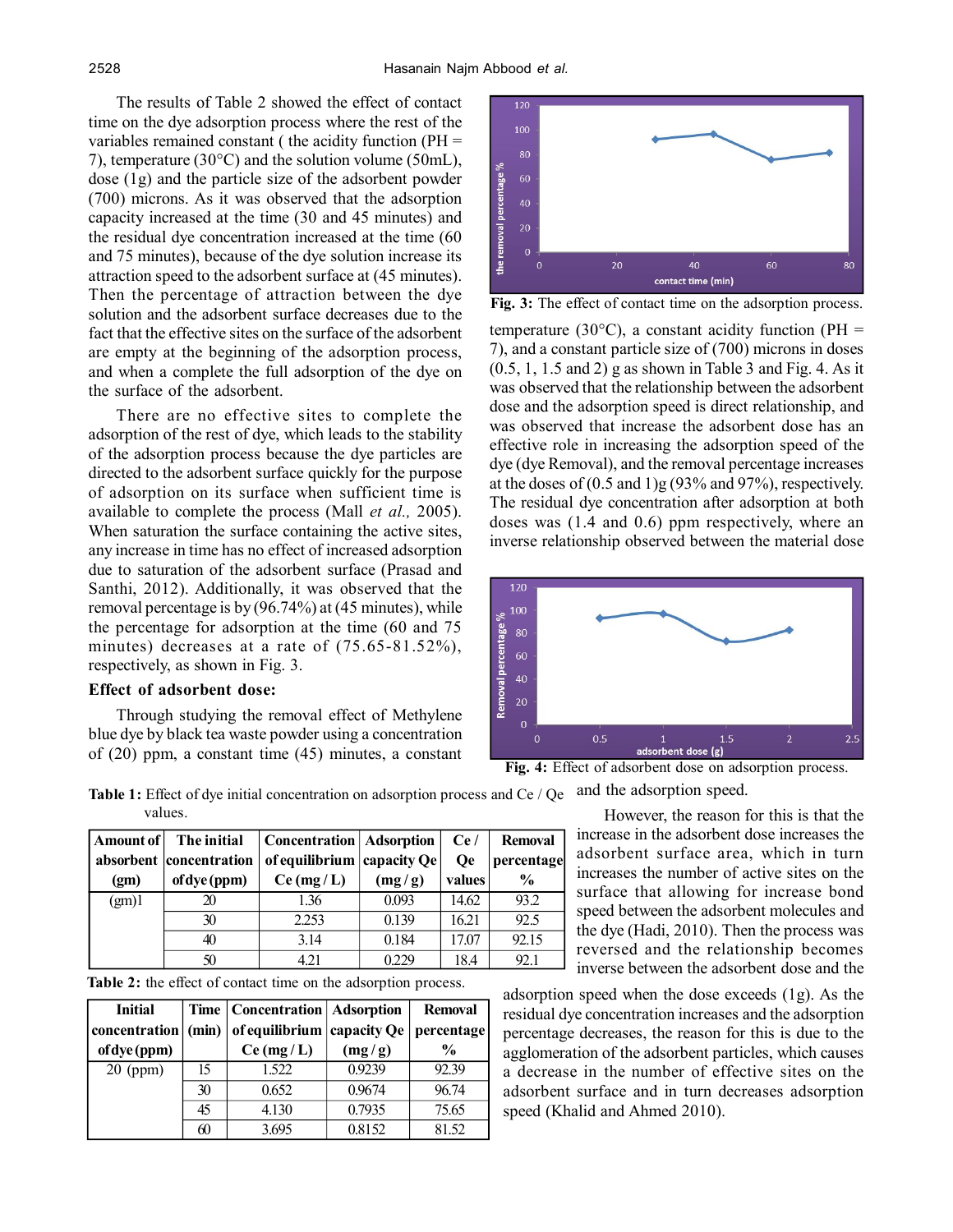The results of Table 2 showed the effect of contact time on the dye adsorption process where the rest of the variables remained constant ( the acidity function (PH = 7), temperature (30°C) and the solution volume (50mL), dose (1g) and the particle size of the adsorbent powder (700) microns. As it was observed that the adsorption capacity increased at the time (30 and 45 minutes) and the residual dye concentration increased at the time (60 and 75 minutes), because of the dye solution increase its attraction speed to the adsorbent surface at (45 minutes). Then the percentage of attraction between the dye solution and the adsorbent surface decreases due to the fact that the effective sites on the surface of the adsorbent are empty at the beginning of the adsorption process, and when a complete the full adsorption of the dye on the surface of the adsorbent.

There are no effective sites to complete the adsorption of the rest of dye, which leads to the stability of the adsorption process because the dye particles are directed to the adsorbent surface quickly for the purpose of adsorption on its surface when sufficient time is available to complete the process (Mall *et al.,* 2005). When saturation the surface containing the active sites, any increase in time has no effect of increased adsorption due to saturation of the adsorbent surface (Prasad and Santhi, 2012). Additionally, it was observed that the removal percentage is by (96.74%) at (45 minutes), while the percentage for adsorption at the time (60 and 75 minutes) decreases at a rate of (75.65-81.52%), respectively, as shown in Fig. 3.

**Fig. 3:** The effect of contact time on the adsorption process.

### Effect of adsorbent dose:

Through studying the removal effect of Methylene blue dye by black tea waste powder using a concentration of (20) ppm, a constant time (45) minutes, a constant temperature (30°C), a constant acidity function (PH = 7), and a constant particle size of (700) microns in doses (0.5, 1, 1.5 and 2) g as shown in Table 3 and Fig. 4. As it was observed that the relationship between the adsorbent dose and the adsorption speed is direct relationship, and was observed that increase the adsorbent dose has an effective role in increasing the adsorption speed of the dye (dye Removal), and the removal percentage increases at the doses of (0.5 and 1)g (93% and 97%), respectively. The residual dye concentration after adsorption at both doses was (1.4 and 0.6) ppm respectively, where an inverse relationship observed between the material dose and the adsorption speed.

**Fig. 4:** Effect of adsorbent dose on adsorption process.

However, the reason for this is that the increase in the adsorbent dose increases the adsorbent surface area, which in turn increases the number of active sites on the surface that allowing for increase bond speed between the adsorbent molecules and the dye (Hadi, 2010). Then the process was reversed and the relationship becomes inverse between the adsorbent dose and the adsorption speed when the dose exceeds (1g). As the residual dye concentration increases and the adsorption percentage decreases, the reason for this is due to the agglomeration of the adsorbent particles, which causes a decrease in the number of effective sites on the adsorbent surface and in turn decreases adsorption speed (Khalid and Ahmed 2010).

**Table 1:** Effect of dye initial concentration on adsorption process and Ce / Qe values.

| Amount of absorbent (gm) | The initial concentration of dye (ppm) | Concentration of equilibrium Ce (mg / L) | Adsorption capacity Qe (mg / g) | Ce / Qe values | Removal percentage % |
|---|---|---|---|---|---|
| (gm)1 | 20 | 1.36 | 0.093 | 14.62 | 93.2 |
| | 30 | 2.253 | 0.139 | 16.21 | 92.5 |
| | 40 | 3.14 | 0.184 | 17.07 | 92.15 |
| | 50 | 4.21 | 0.229 | 18.4 | 92.1 |

**Table 2:** the effect of contact time on the adsorption process.

| Initial concentration of dye (ppm) | Time (min) | Concentration of equilibrium Ce (mg / L) | Adsorption capacity Qe (mg / g) | Removal percentage % |
|---|---|---|---|---|
| 20 (ppm) | 15 | 1.522 | 0.9239 | 92.39 |
| | 30 | 0.652 | 0.9674 | 96.74 |
| | 45 | 4.130 | 0.7935 | 75.65 |
| | 60 | 3.695 | 0.8152 | 81.52 |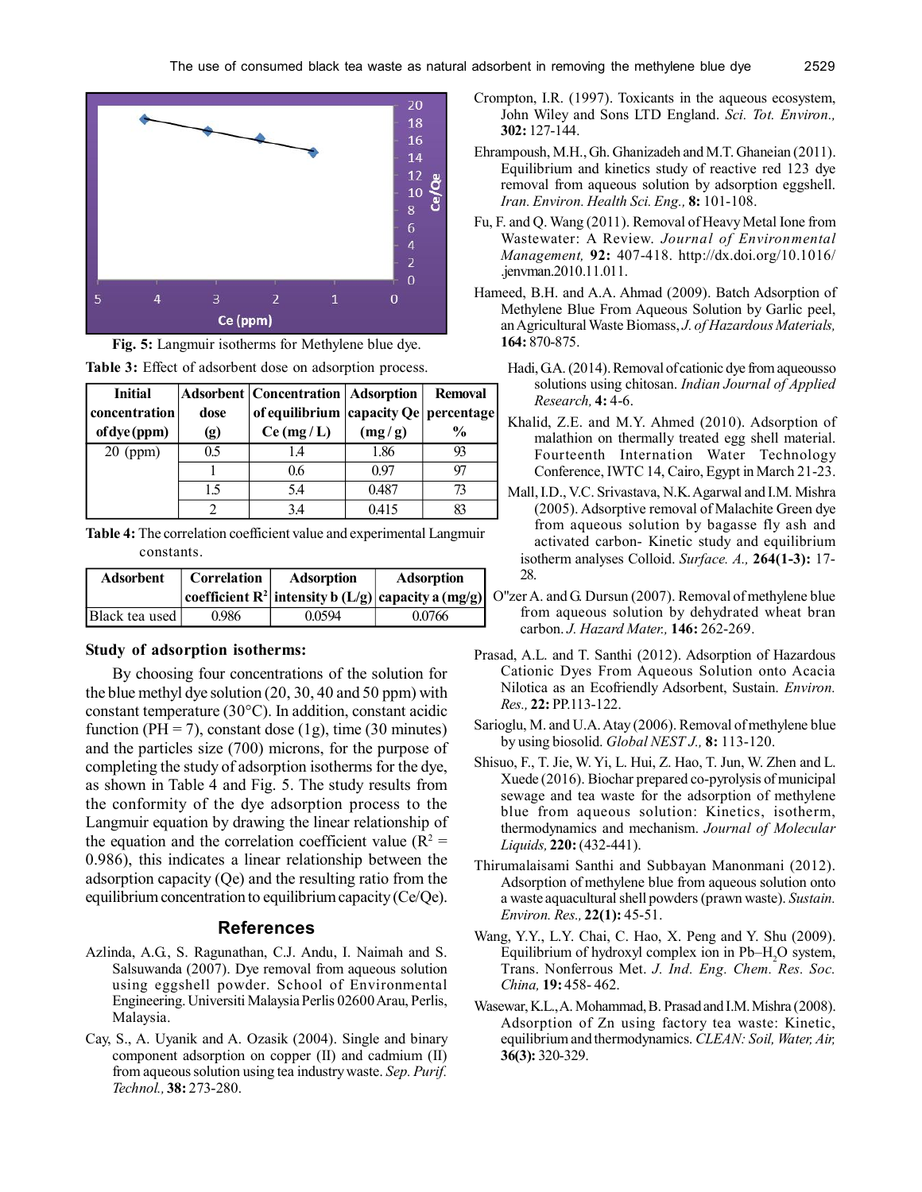Ce/Qe

20
18
16
14
12
10
8
6
4
2
0

5
4
3
2
1
0

Ce (ppm)

**Fig. 5:** Langmuir isotherms for Methylene blue dye.

**Table 3:** Effect of adsorbent dose on adsorption process.

| Initial concentration of dye (ppm) | Adsorbent dose (g) | Concentration of equilibrium Ce (mg / L) | Adsorption capacity Qe (mg / g) | Removal percentage % |
|---|---|---|---|---|
| 20 (ppm) | 0.5 | 1.4 | 1.86 | 93 |
| | 1 | 0.6 | 0.97 | 97 |
| | 1.5 | 5.4 | 0.487 | 73 |
| | 2 | 3.4 | 0.415 | 83 |

**Table 4:** The correlation coefficient value and experimental Langmuir constants.

| Adsorbent | Correlation coefficient $R^2$ | Adsorption intensity b (L/g) | Adsorption capacity a (mg/g) |
|---|---|---|---|
| Black tea used | 0.986 | 0.0594 | 0.0766 |

### Study of adsorption isotherms:

By choosing four concentrations of the solution for the blue methyl dye solution (20, 30, 40 and 50 ppm) with constant temperature (30°C). In addition, constant acidic function (PH = 7), constant dose (1g), time (30 minutes) and the particles size (700) microns, for the purpose of completing the study of adsorption isotherms for the dye, as shown in Table 4 and Fig. 5. The study results from the conformity of the dye adsorption process to the Langmuir equation by drawing the linear relationship of the equation and the correlation coefficient value ($R^2$ = 0.986), this indicates a linear relationship between the adsorption capacity (Qe) and the resulting ratio from the equilibrium concentration to equilibrium capacity (Ce/Qe).

## References

Azlinda, A.G., S. Ragunathan, C.J. Andu, I. Naimah and S. Salsuwanda (2007). Dye removal from aqueous solution using eggshell powder. School of Environmental Engineering. Universiti Malaysia Perlis 02600 Arau, Perlis, Malaysia.

Cay, S., A. Uyanik and A. Ozasik (2004). Single and binary component adsorption on copper (II) and cadmium (II) from aqueous solution using tea industry waste. *Sep. Purif. Technol.,* **38:** 273-280.

Crompton, I.R. (1997). Toxicants in the aqueous ecosystem, John Wiley and Sons LTD England. *Sci. Tot. Environ.,* **302:** 127-144.

Ehrampoush, M.H., Gh. Ghanizadeh and M.T. Ghaneian (2011). Equilibrium and kinetics study of reactive red 123 dye removal from aqueous solution by adsorption eggshell. *Iran. Environ. Health Sci. Eng.,* **8:** 101-108.

Fu, F. and Q. Wang (2011). Removal of Heavy Metal Ione from Wastewater: A Review. *Journal of Environmental Management,* **92:** 407-418. http://dx.doi.org/10.1016/.jenvman.2010.11.011.

Hameed, B.H. and A.A. Ahmad (2009). Batch Adsorption of Methylene Blue From Aqueous Solution by Garlic peel, an Agricultural Waste Biomass, *J. of Hazardous Materials,* **164:** 870-875.

Hadi, G.A. (2014). Removal of cationic dye from aqueousso solutions using chitosan. *Indian Journal of Applied Research,* **4:** 4-6.

Khalid, Z.E. and M.Y. Ahmed (2010). Adsorption of malathion on thermally treated egg shell material. Fourteenth Internation Water Technology Conference, IWTC 14, Cairo, Egypt in March 21-23.

Mall, I.D., V.C. Srivastava, N.K. Agarwal and I.M. Mishra (2005). Adsorptive removal of Malachite Green dye from aqueous solution by bagasse fly ash and activated carbon- Kinetic study and equilibrium isotherm analyses Colloid. *Surface. A.,* **264(1-3):** 17-28.

O"zer A. and G. Dursun (2007). Removal of methylene blue from aqueous solution by dehydrated wheat bran carbon. *J. Hazard Mater.,* **146:** 262-269.

Prasad, A.L. and T. Santhi (2012). Adsorption of Hazardous Cationic Dyes From Aqueous Solution onto Acacia Nilotica as an Ecofriendly Adsorbent, Sustain. *Environ. Res.,* **22:** PP.113-122.

Sarioglu, M. and U.A. Atay (2006). Removal of methylene blue by using biosolid. *Global NEST J.,* **8:** 113-120.

Shisuo, F., T. Jie, W. Yi, L. Hui, Z. Hao, T. Jun, W. Zhen and L. Xuede (2016). Biochar prepared co-pyrolysis of municipal sewage and tea waste for the adsorption of methylene blue from aqueous solution: Kinetics, isotherm, thermodynamics and mechanism. *Journal of Molecular Liquids,* **220:** (432-441).

Thirumalaisami Santhi and Subbayan Manonmani (2012). Adsorption of methylene blue from aqueous solution onto a waste aquacultural shell powders (prawn waste). *Sustain. Environ. Res.,* **22(1):** 45-51.

Wang, Y.Y., L.Y. Chai, C. Hao, X. Peng and Y. Shu (2009). Equilibrium of hydroxyl complex ion in Pb–$H_2O$ system, Trans. Nonferrous Met. *J. Ind. Eng. Chem. Res. Soc. China,* **19:** 458- 462.

Wasewar, K.L., A. Mohammad, B. Prasad and I.M. Mishra (2008). Adsorption of Zn using factory tea waste: Kinetic, equilibrium and thermodynamics. *CLEAN: Soil, Water, Air,* **36(3):** 320-329.